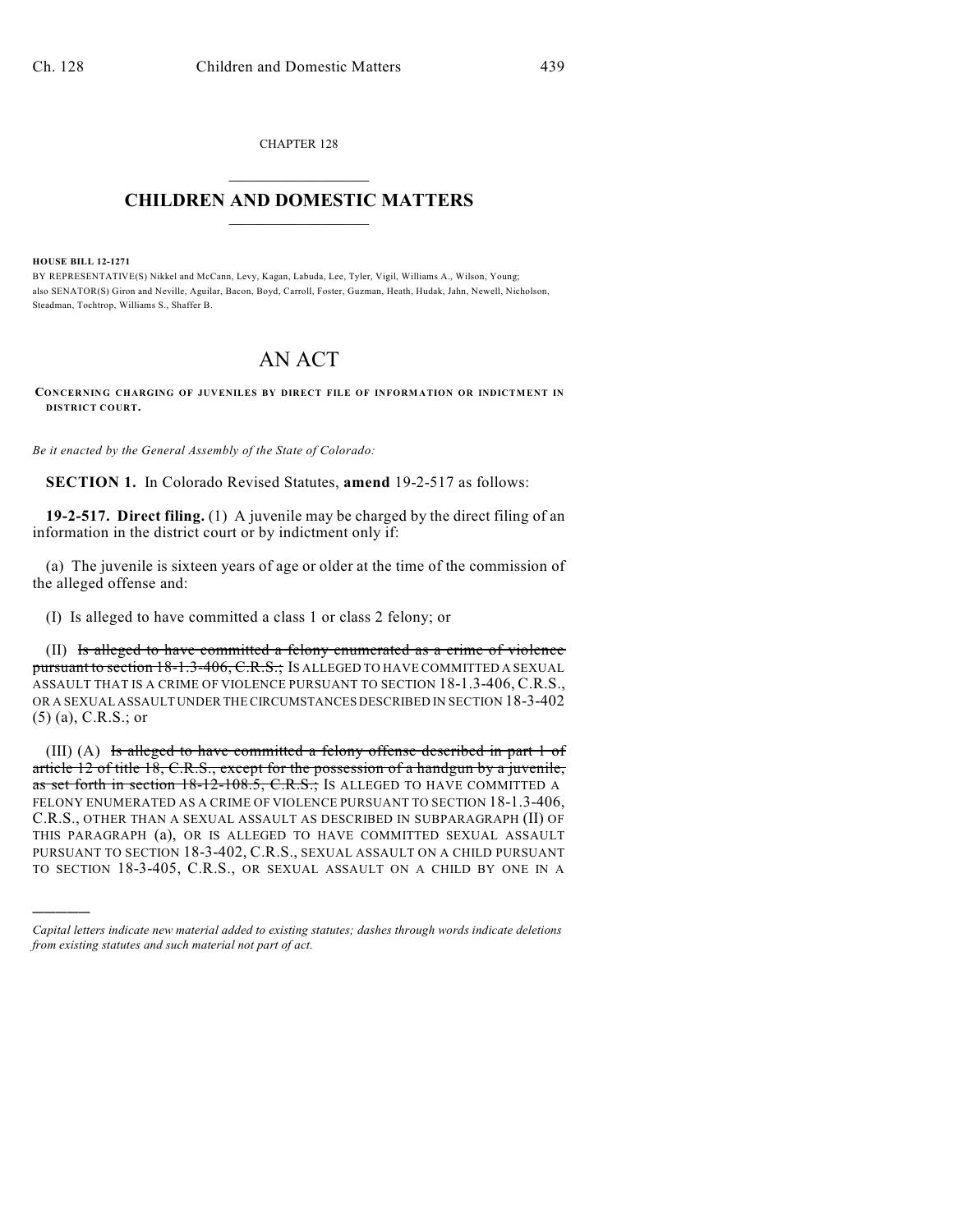CHAPTER 128

# CHILDREN AND DOMESTIC MATTERS

**HOUSE BILL 12-1271**

BY REPRESENTATIVE(S) Nikkel and McCann, Levy, Kagan, Labuda, Lee, Tyler, Vigil, Williams A., Wilson, Young;
also SENATOR(S) Giron and Neville, Aguilar, Bacon, Boyd, Carroll, Foster, Guzman, Heath, Hudak, Jahn, Newell, Nicholson, Steadman, Tochtrop, Williams S., Shaffer B.

# AN ACT

**CONCERNING CHARGING OF JUVENILES BY DIRECT FILE OF INFORMATION OR INDICTMENT IN DISTRICT COURT.**

*Be it enacted by the General Assembly of the State of Colorado:*

**SECTION 1.** In Colorado Revised Statutes, **amend** 19-2-517 as follows:

**19-2-517. Direct filing.** (1) A juvenile may be charged by the direct filing of an information in the district court or by indictment only if:

(a) The juvenile is sixteen years of age or older at the time of the commission of the alleged offense and:

(I) Is alleged to have committed a class 1 or class 2 felony; or

(II) ~~Is alleged to have committed a felony enumerated as a crime of violence pursuant to section 18-1.3-406, C.R.S.;~~ IS ALLEGED TO HAVE COMMITTED A SEXUAL ASSAULT THAT IS A CRIME OF VIOLENCE PURSUANT TO SECTION 18-1.3-406, C.R.S., OR A SEXUAL ASSAULT UNDER THE CIRCUMSTANCES DESCRIBED IN SECTION 18-3-402 (5) (a), C.R.S.; or

(III) (A) ~~Is alleged to have committed a felony offense described in part 1 of article 12 of title 18, C.R.S., except for the possession of a handgun by a juvenile, as set forth in section 18-12-108.5, C.R.S.;~~ IS ALLEGED TO HAVE COMMITTED A FELONY ENUMERATED AS A CRIME OF VIOLENCE PURSUANT TO SECTION 18-1.3-406, C.R.S., OTHER THAN A SEXUAL ASSAULT AS DESCRIBED IN SUBPARAGRAPH (II) OF THIS PARAGRAPH (a), OR IS ALLEGED TO HAVE COMMITTED SEXUAL ASSAULT PURSUANT TO SECTION 18-3-402, C.R.S., SEXUAL ASSAULT ON A CHILD PURSUANT TO SECTION 18-3-405, C.R.S., OR SEXUAL ASSAULT ON A CHILD BY ONE IN A

---

*Capital letters indicate new material added to existing statutes; dashes through words indicate deletions from existing statutes and such material not part of act.*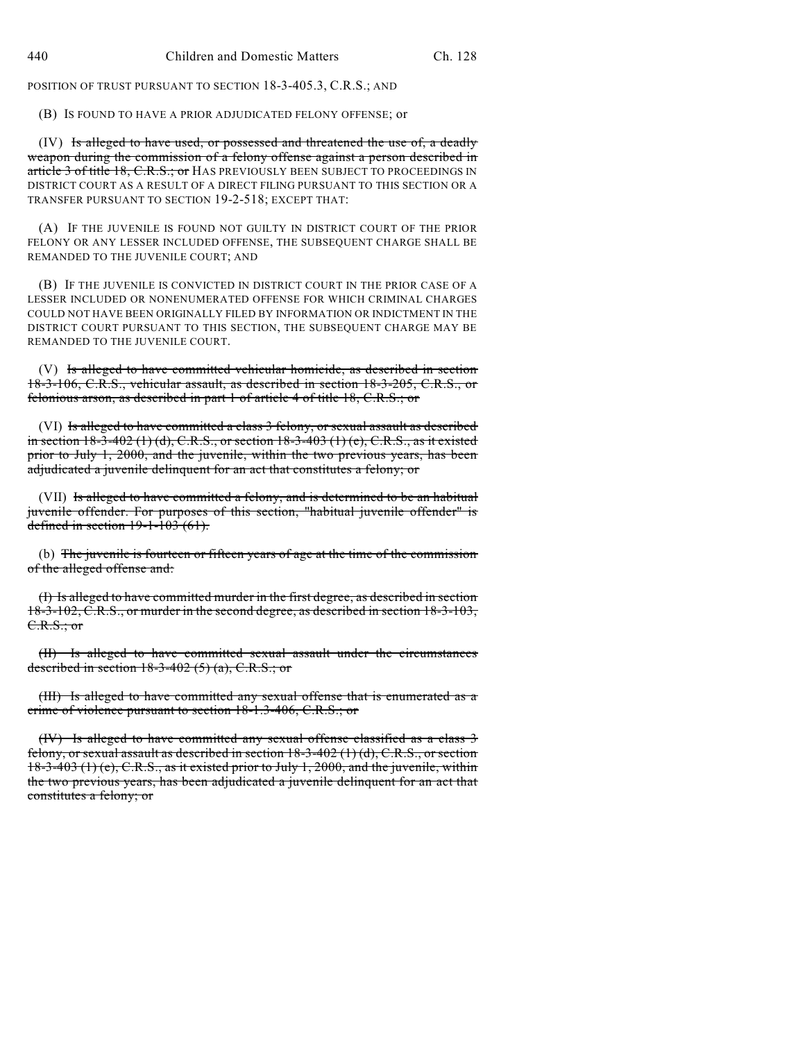POSITION OF TRUST PURSUANT TO SECTION 18-3-405.3, C.R.S.; AND

(B) IS FOUND TO HAVE A PRIOR ADJUDICATED FELONY OFFENSE; or

(IV) ~~Is alleged to have used, or possessed and threatened the use of, a deadly weapon during the commission of a felony offense against a person described in article 3 of title 18, C.R.S.; or~~ HAS PREVIOUSLY BEEN SUBJECT TO PROCEEDINGS IN DISTRICT COURT AS A RESULT OF A DIRECT FILING PURSUANT TO THIS SECTION OR A TRANSFER PURSUANT TO SECTION 19-2-518; EXCEPT THAT:

(A) IF THE JUVENILE IS FOUND NOT GUILTY IN DISTRICT COURT OF THE PRIOR FELONY OR ANY LESSER INCLUDED OFFENSE, THE SUBSEQUENT CHARGE SHALL BE REMANDED TO THE JUVENILE COURT; AND

(B) IF THE JUVENILE IS CONVICTED IN DISTRICT COURT IN THE PRIOR CASE OF A LESSER INCLUDED OR NONENUMERATED OFFENSE FOR WHICH CRIMINAL CHARGES COULD NOT HAVE BEEN ORIGINALLY FILED BY INFORMATION OR INDICTMENT IN THE DISTRICT COURT PURSUANT TO THIS SECTION, THE SUBSEQUENT CHARGE MAY BE REMANDED TO THE JUVENILE COURT.

(V) ~~Is alleged to have committed vehicular homicide, as described in section 18-3-106, C.R.S., vehicular assault, as described in section 18-3-205, C.R.S., or felonious arson, as described in part 1 of article 4 of title 18, C.R.S.; or~~

(VI) ~~Is alleged to have committed a class 3 felony, or sexual assault as described in section 18-3-402 (1) (d), C.R.S., or section 18-3-403 (1) (e), C.R.S., as it existed prior to July 1, 2000, and the juvenile, within the two previous years, has been adjudicated a juvenile delinquent for an act that constitutes a felony; or~~

(VII) ~~Is alleged to have committed a felony, and is determined to be an habitual juvenile offender. For purposes of this section, "habitual juvenile offender" is defined in section 19-1-103 (61).~~

(b) ~~The juvenile is fourteen or fifteen years of age at the time of the commission of the alleged offense and:~~

~~(I) Is alleged to have committed murder in the first degree, as described in section 18-3-102, C.R.S., or murder in the second degree, as described in section 18-3-103, C.R.S.; or~~

~~(II) Is alleged to have committed sexual assault under the circumstances described in section 18-3-402 (5) (a), C.R.S.; or~~

~~(III) Is alleged to have committed any sexual offense that is enumerated as a crime of violence pursuant to section 18-1.3-406, C.R.S.; or~~

~~(IV) Is alleged to have committed any sexual offense classified as a class 3 felony, or sexual assault as described in section 18-3-402 (1) (d), C.R.S., or section 18-3-403 (1) (e), C.R.S., as it existed prior to July 1, 2000, and the juvenile, within the two previous years, has been adjudicated a juvenile delinquent for an act that constitutes a felony; or~~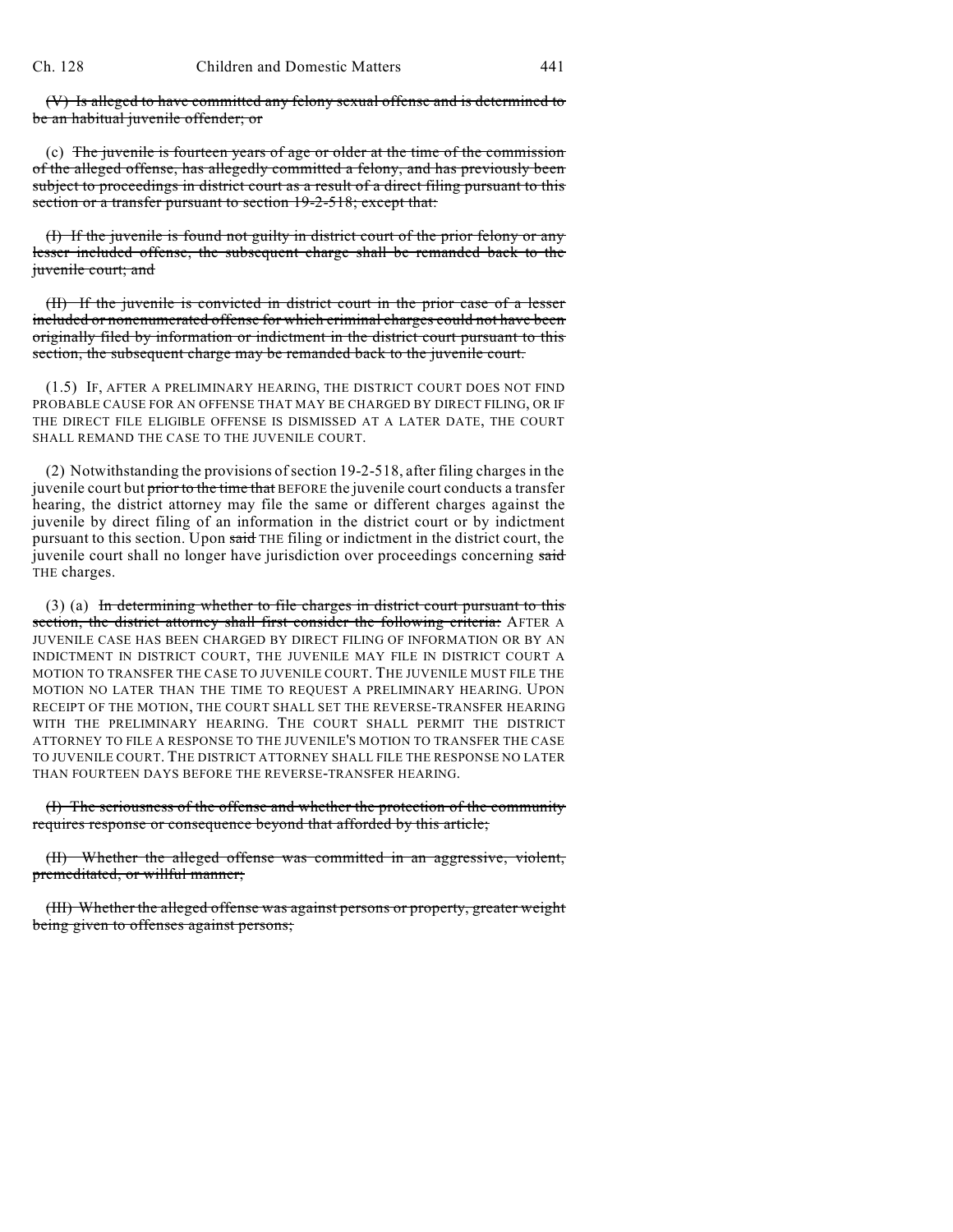~~(V) Is alleged to have committed any felony sexual offense and is determined to be an habitual juvenile offender; or~~

(c) ~~The juvenile is fourteen years of age or older at the time of the commission of the alleged offense, has allegedly committed a felony, and has previously been subject to proceedings in district court as a result of a direct filing pursuant to this section or a transfer pursuant to section 19-2-518; except that:~~

~~(I) If the juvenile is found not guilty in district court of the prior felony or any lesser included offense, the subsequent charge shall be remanded back to the juvenile court; and~~

~~(II) If the juvenile is convicted in district court in the prior case of a lesser included or nonenumerated offense for which criminal charges could not have been originally filed by information or indictment in the district court pursuant to this section, the subsequent charge may be remanded back to the juvenile court.~~

(1.5) IF, AFTER A PRELIMINARY HEARING, THE DISTRICT COURT DOES NOT FIND PROBABLE CAUSE FOR AN OFFENSE THAT MAY BE CHARGED BY DIRECT FILING, OR IF THE DIRECT FILE ELIGIBLE OFFENSE IS DISMISSED AT A LATER DATE, THE COURT SHALL REMAND THE CASE TO THE JUVENILE COURT.

(2) Notwithstanding the provisions of section 19-2-518, after filing charges in the juvenile court but ~~prior to the time that~~ BEFORE the juvenile court conducts a transfer hearing, the district attorney may file the same or different charges against the juvenile by direct filing of an information in the district court or by indictment pursuant to this section. Upon ~~said~~ THE filing or indictment in the district court, the juvenile court shall no longer have jurisdiction over proceedings concerning ~~said~~ THE charges.

(3) (a) ~~In determining whether to file charges in district court pursuant to this section, the district attorney shall first consider the following criteria:~~ AFTER A JUVENILE CASE HAS BEEN CHARGED BY DIRECT FILING OF INFORMATION OR BY AN INDICTMENT IN DISTRICT COURT, THE JUVENILE MAY FILE IN DISTRICT COURT A MOTION TO TRANSFER THE CASE TO JUVENILE COURT. THE JUVENILE MUST FILE THE MOTION NO LATER THAN THE TIME TO REQUEST A PRELIMINARY HEARING. UPON RECEIPT OF THE MOTION, THE COURT SHALL SET THE REVERSE-TRANSFER HEARING WITH THE PRELIMINARY HEARING. THE COURT SHALL PERMIT THE DISTRICT ATTORNEY TO FILE A RESPONSE TO THE JUVENILE'S MOTION TO TRANSFER THE CASE TO JUVENILE COURT. THE DISTRICT ATTORNEY SHALL FILE THE RESPONSE NO LATER THAN FOURTEEN DAYS BEFORE THE REVERSE-TRANSFER HEARING.

~~(I) The seriousness of the offense and whether the protection of the community requires response or consequence beyond that afforded by this article;~~

~~(II) Whether the alleged offense was committed in an aggressive, violent, premeditated, or willful manner;~~

~~(III) Whether the alleged offense was against persons or property, greater weight being given to offenses against persons;~~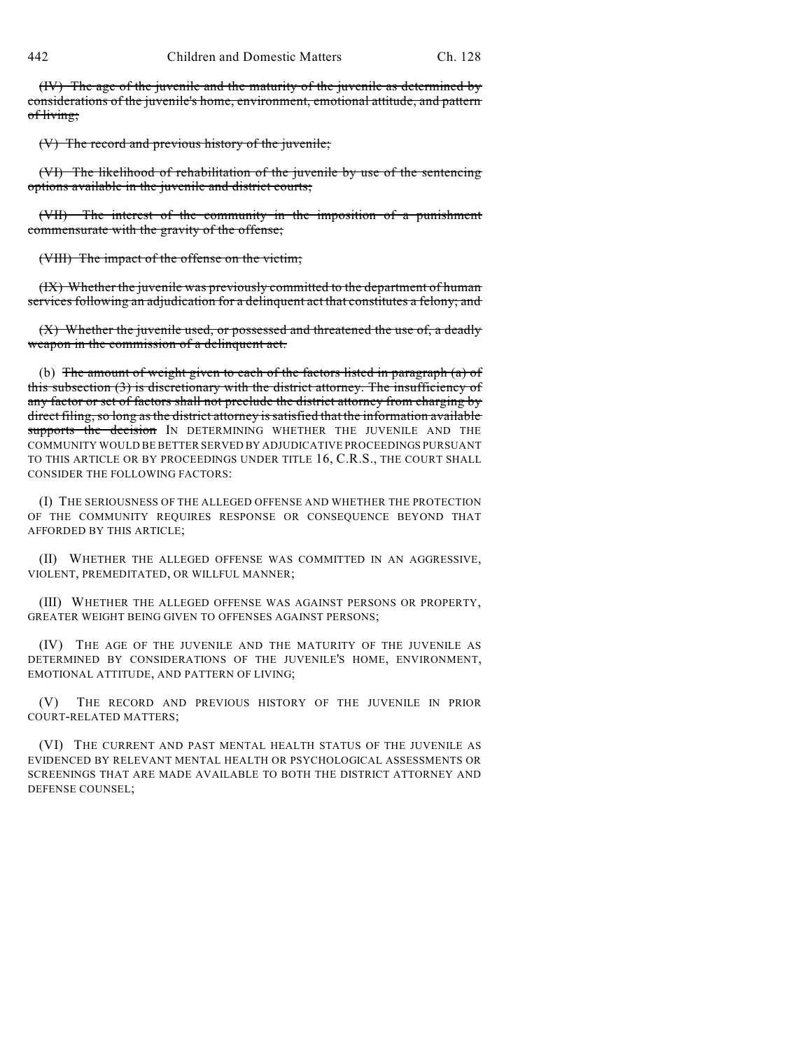~~(IV) The age of the juvenile and the maturity of the juvenile as determined by considerations of the juvenile's home, environment, emotional attitude, and pattern of living;~~

~~(V) The record and previous history of the juvenile;~~

~~(VI) The likelihood of rehabilitation of the juvenile by use of the sentencing options available in the juvenile and district courts;~~

~~(VII) The interest of the community in the imposition of a punishment commensurate with the gravity of the offense;~~

~~(VIII) The impact of the offense on the victim;~~

~~(IX) Whether the juvenile was previously committed to the department of human services following an adjudication for a delinquent act that constitutes a felony; and~~

~~(X) Whether the juvenile used, or possessed and threatened the use of, a deadly weapon in the commission of a delinquent act.~~

(b) ~~The amount of weight given to each of the factors listed in paragraph (a) of this subsection (3) is discretionary with the district attorney. The insufficiency of any factor or set of factors shall not preclude the district attorney from charging by direct filing, so long as the district attorney is satisfied that the information available supports the decision~~ IN DETERMINING WHETHER THE JUVENILE AND THE COMMUNITY WOULD BE BETTER SERVED BY ADJUDICATIVE PROCEEDINGS PURSUANT TO THIS ARTICLE OR BY PROCEEDINGS UNDER TITLE 16, C.R.S., THE COURT SHALL CONSIDER THE FOLLOWING FACTORS:

(I) THE SERIOUSNESS OF THE ALLEGED OFFENSE AND WHETHER THE PROTECTION OF THE COMMUNITY REQUIRES RESPONSE OR CONSEQUENCE BEYOND THAT AFFORDED BY THIS ARTICLE;

(II) WHETHER THE ALLEGED OFFENSE WAS COMMITTED IN AN AGGRESSIVE, VIOLENT, PREMEDITATED, OR WILLFUL MANNER;

(III) WHETHER THE ALLEGED OFFENSE WAS AGAINST PERSONS OR PROPERTY, GREATER WEIGHT BEING GIVEN TO OFFENSES AGAINST PERSONS;

(IV) THE AGE OF THE JUVENILE AND THE MATURITY OF THE JUVENILE AS DETERMINED BY CONSIDERATIONS OF THE JUVENILE'S HOME, ENVIRONMENT, EMOTIONAL ATTITUDE, AND PATTERN OF LIVING;

(V) THE RECORD AND PREVIOUS HISTORY OF THE JUVENILE IN PRIOR COURT-RELATED MATTERS;

(VI) THE CURRENT AND PAST MENTAL HEALTH STATUS OF THE JUVENILE AS EVIDENCED BY RELEVANT MENTAL HEALTH OR PSYCHOLOGICAL ASSESSMENTS OR SCREENINGS THAT ARE MADE AVAILABLE TO BOTH THE DISTRICT ATTORNEY AND DEFENSE COUNSEL;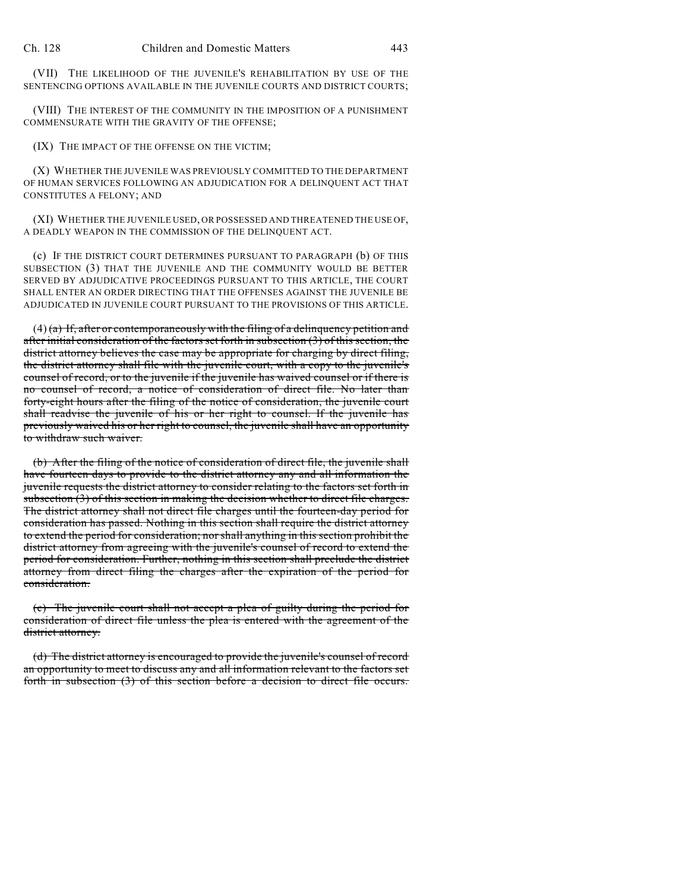(VII) THE LIKELIHOOD OF THE JUVENILE'S REHABILITATION BY USE OF THE SENTENCING OPTIONS AVAILABLE IN THE JUVENILE COURTS AND DISTRICT COURTS;

(VIII) THE INTEREST OF THE COMMUNITY IN THE IMPOSITION OF A PUNISHMENT COMMENSURATE WITH THE GRAVITY OF THE OFFENSE;

(IX) THE IMPACT OF THE OFFENSE ON THE VICTIM;

(X) WHETHER THE JUVENILE WAS PREVIOUSLY COMMITTED TO THE DEPARTMENT OF HUMAN SERVICES FOLLOWING AN ADJUDICATION FOR A DELINQUENT ACT THAT CONSTITUTES A FELONY; AND

(XI) WHETHER THE JUVENILE USED, OR POSSESSED AND THREATENED THE USE OF, A DEADLY WEAPON IN THE COMMISSION OF THE DELINQUENT ACT.

(c) IF THE DISTRICT COURT DETERMINES PURSUANT TO PARAGRAPH (b) OF THIS SUBSECTION (3) THAT THE JUVENILE AND THE COMMUNITY WOULD BE BETTER SERVED BY ADJUDICATIVE PROCEEDINGS PURSUANT TO THIS ARTICLE, THE COURT SHALL ENTER AN ORDER DIRECTING THAT THE OFFENSES AGAINST THE JUVENILE BE ADJUDICATED IN JUVENILE COURT PURSUANT TO THE PROVISIONS OF THIS ARTICLE.

(4) ~~(a) If, after or contemporaneously with the filing of a delinquency petition and after initial consideration of the factors set forth in subsection (3) of this section, the district attorney believes the case may be appropriate for charging by direct filing, the district attorney shall file with the juvenile court, with a copy to the juvenile's counsel of record, or to the juvenile if the juvenile has waived counsel or if there is no counsel of record, a notice of consideration of direct file. No later than forty-eight hours after the filing of the notice of consideration, the juvenile court shall readvise the juvenile of his or her right to counsel. If the juvenile has previously waived his or her right to counsel, the juvenile shall have an opportunity to withdraw such waiver.~~

~~(b) After the filing of the notice of consideration of direct file, the juvenile shall have fourteen days to provide to the district attorney any and all information the juvenile requests the district attorney to consider relating to the factors set forth in subsection (3) of this section in making the decision whether to direct file charges. The district attorney shall not direct file charges until the fourteen-day period for consideration has passed. Nothing in this section shall require the district attorney to extend the period for consideration; nor shall anything in this section prohibit the district attorney from agreeing with the juvenile's counsel of record to extend the period for consideration. Further, nothing in this section shall preclude the district attorney from direct filing the charges after the expiration of the period for consideration.~~

~~(c) The juvenile court shall not accept a plea of guilty during the period for consideration of direct file unless the plea is entered with the agreement of the district attorney.~~

~~(d) The district attorney is encouraged to provide the juvenile's counsel of record an opportunity to meet to discuss any and all information relevant to the factors set forth in subsection (3) of this section before a decision to direct file occurs.~~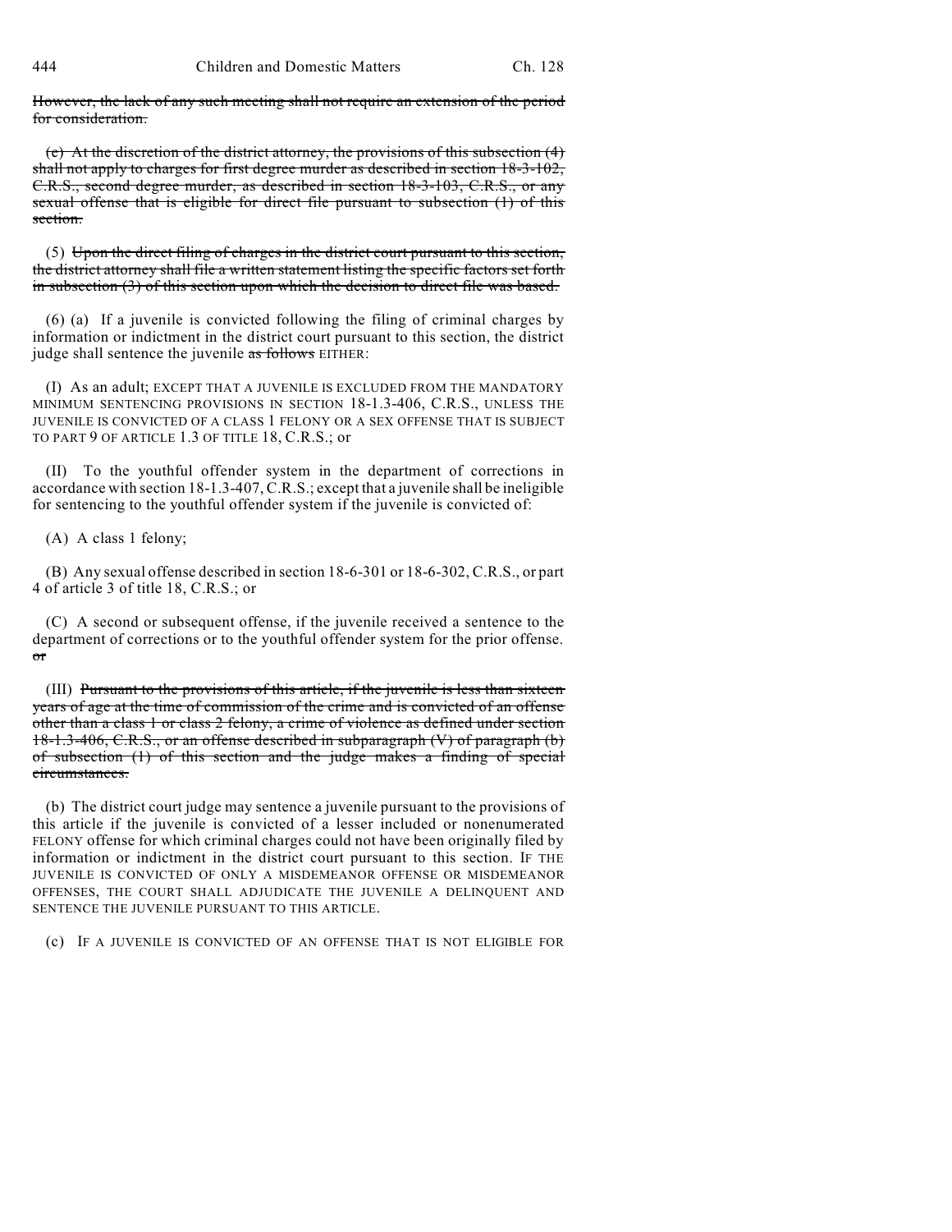~~However, the lack of any such meeting shall not require an extension of the period for consideration.~~

~~(c) At the discretion of the district attorney, the provisions of this subsection (4) shall not apply to charges for first degree murder as described in section 18-3-102, C.R.S., second degree murder, as described in section 18-3-103, C.R.S., or any sexual offense that is eligible for direct file pursuant to subsection (1) of this section.~~

(5) ~~Upon the direct filing of charges in the district court pursuant to this section, the district attorney shall file a written statement listing the specific factors set forth in subsection (3) of this section upon which the decision to direct file was based.~~

(6) (a) If a juvenile is convicted following the filing of criminal charges by information or indictment in the district court pursuant to this section, the district judge shall sentence the juvenile ~~as follows~~ EITHER:

(I) As an adult; EXCEPT THAT A JUVENILE IS EXCLUDED FROM THE MANDATORY MINIMUM SENTENCING PROVISIONS IN SECTION 18-1.3-406, C.R.S., UNLESS THE JUVENILE IS CONVICTED OF A CLASS 1 FELONY OR A SEX OFFENSE THAT IS SUBJECT TO PART 9 OF ARTICLE 1.3 OF TITLE 18, C.R.S.; or

(II) To the youthful offender system in the department of corrections in accordance with section 18-1.3-407, C.R.S.; except that a juvenile shall be ineligible for sentencing to the youthful offender system if the juvenile is convicted of:

(A) A class 1 felony;

(B) Any sexual offense described in section 18-6-301 or 18-6-302, C.R.S., or part 4 of article 3 of title 18, C.R.S.; or

(C) A second or subsequent offense, if the juvenile received a sentence to the department of corrections or to the youthful offender system for the prior offense. ~~or~~

(III) ~~Pursuant to the provisions of this article, if the juvenile is less than sixteen years of age at the time of commission of the crime and is convicted of an offense other than a class 1 or class 2 felony, a crime of violence as defined under section 18-1.3-406, C.R.S., or an offense described in subparagraph (V) of paragraph (b) of subsection (1) of this section and the judge makes a finding of special circumstances.~~

(b) The district court judge may sentence a juvenile pursuant to the provisions of this article if the juvenile is convicted of a lesser included or nonenumerated FELONY offense for which criminal charges could not have been originally filed by information or indictment in the district court pursuant to this section. IF THE JUVENILE IS CONVICTED OF ONLY A MISDEMEANOR OFFENSE OR MISDEMEANOR OFFENSES, THE COURT SHALL ADJUDICATE THE JUVENILE A DELINQUENT AND SENTENCE THE JUVENILE PURSUANT TO THIS ARTICLE.

(c) IF A JUVENILE IS CONVICTED OF AN OFFENSE THAT IS NOT ELIGIBLE FOR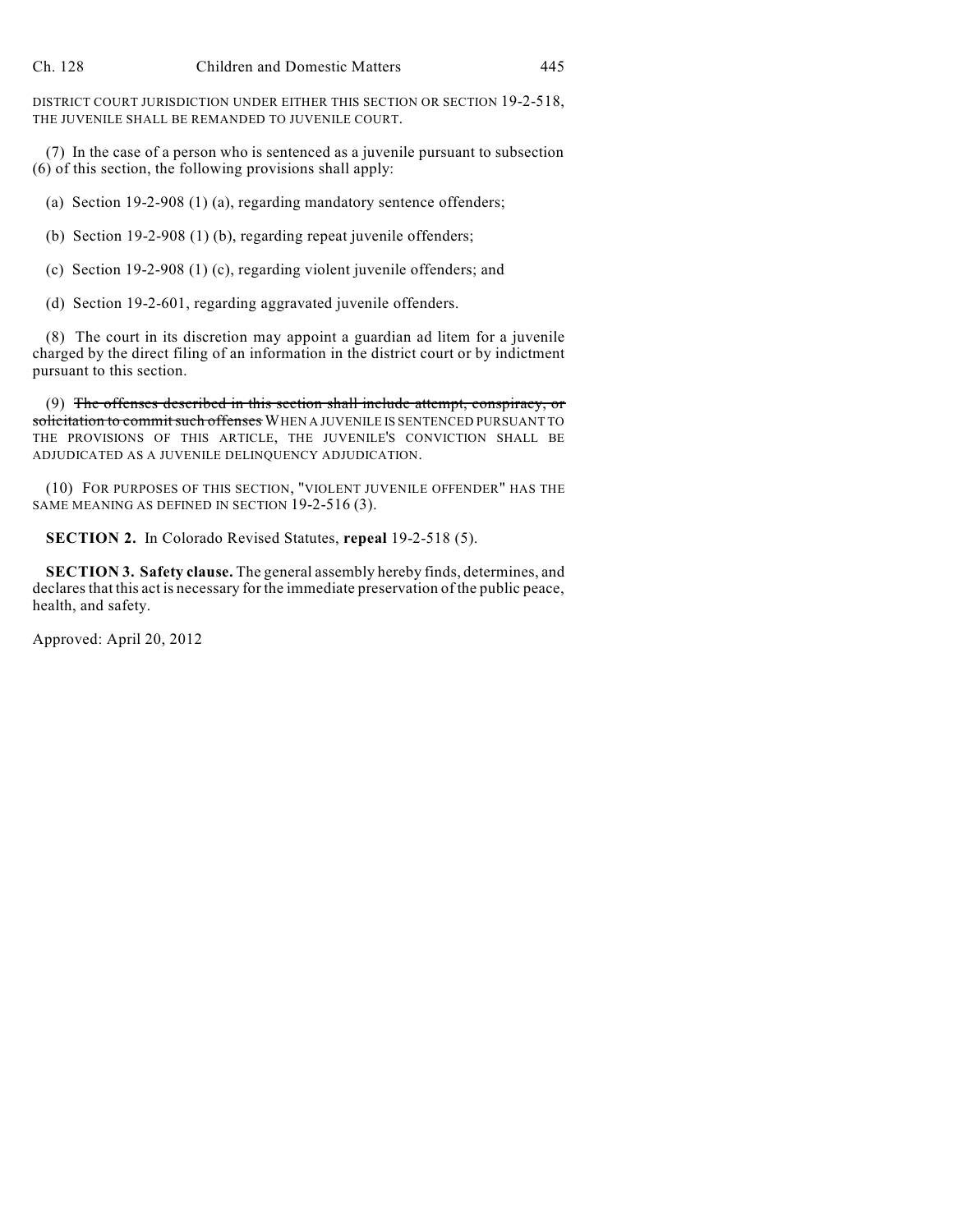DISTRICT COURT JURISDICTION UNDER EITHER THIS SECTION OR SECTION 19-2-518, THE JUVENILE SHALL BE REMANDED TO JUVENILE COURT.

(7) In the case of a person who is sentenced as a juvenile pursuant to subsection (6) of this section, the following provisions shall apply:

(a) Section 19-2-908 (1) (a), regarding mandatory sentence offenders;

(b) Section 19-2-908 (1) (b), regarding repeat juvenile offenders;

(c) Section 19-2-908 (1) (c), regarding violent juvenile offenders; and

(d) Section 19-2-601, regarding aggravated juvenile offenders.

(8) The court in its discretion may appoint a guardian ad litem for a juvenile charged by the direct filing of an information in the district court or by indictment pursuant to this section.

(9) ~~The offenses described in this section shall include attempt, conspiracy, or solicitation to commit such offenses~~ WHEN A JUVENILE IS SENTENCED PURSUANT TO THE PROVISIONS OF THIS ARTICLE, THE JUVENILE'S CONVICTION SHALL BE ADJUDICATED AS A JUVENILE DELINQUENCY ADJUDICATION.

(10) FOR PURPOSES OF THIS SECTION, "VIOLENT JUVENILE OFFENDER" HAS THE SAME MEANING AS DEFINED IN SECTION 19-2-516 (3).

**SECTION 2.** In Colorado Revised Statutes, **repeal** 19-2-518 (5).

**SECTION 3. Safety clause.** The general assembly hereby finds, determines, and declares that this act is necessary for the immediate preservation of the public peace, health, and safety.

Approved: April 20, 2012